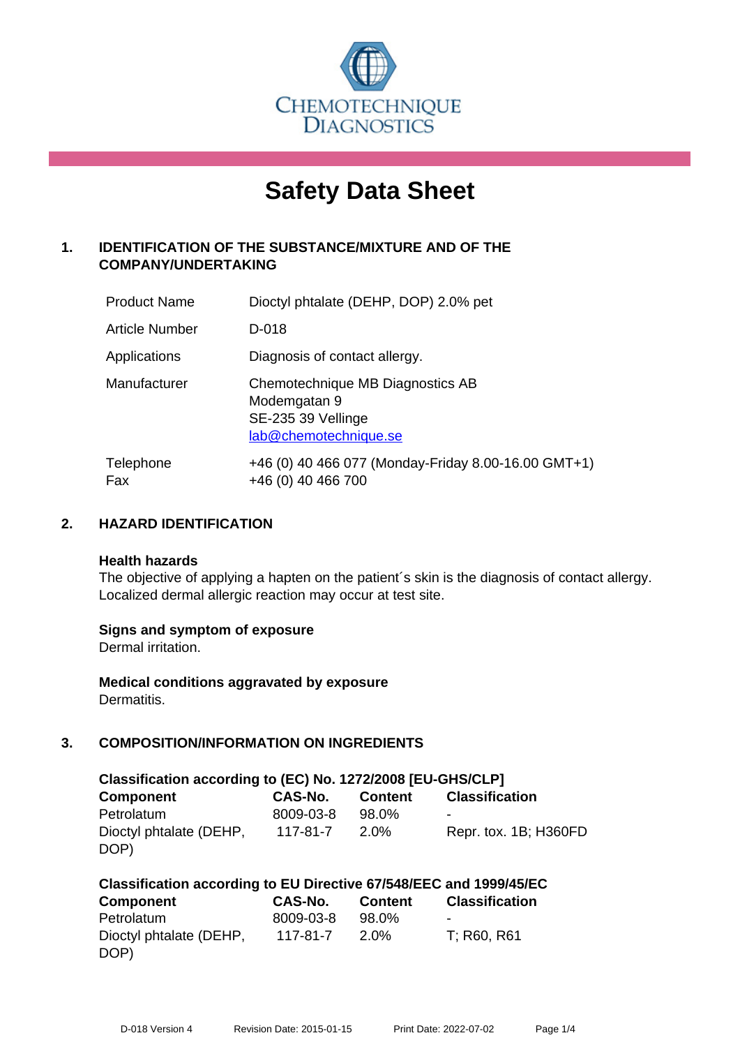CHEMOTECHNIQUE DIAGNOSTICS

# Safety Data Sheet

## 1. IDENTIFICATION OF THE SUBSTANCE/MIXTURE AND OF THE COMPANY/UNDERTAKING

| | |
|---|---|
| Product Name | Dioctyl phtalate (DEHP, DOP) 2.0% pet |
| Article Number | D-018 |
| Applications | Diagnosis of contact allergy. |
| Manufacturer | Chemotechnique MB Diagnostics AB<br>Modemgatan 9<br>SE-235 39 Vellinge<br>lab@chemotechnique.se |
| Telephone<br>Fax | +46 (0) 40 466 077 (Monday-Friday 8.00-16.00 GMT+1)<br>+46 (0) 40 466 700 |

## 2. HAZARD IDENTIFICATION

**Health hazards**
The objective of applying a hapten on the patient´s skin is the diagnosis of contact allergy. Localized dermal allergic reaction may occur at test site.

**Signs and symptom of exposure**
Dermal irritation.

**Medical conditions aggravated by exposure**
Dermatitis.

## 3. COMPOSITION/INFORMATION ON INGREDIENTS

**Classification according to (EC) No. 1272/2008 [EU-GHS/CLP]**

| Component | CAS-No. | Content | Classification |
|---|---|---|---|
| Petrolatum | 8009-03-8 | 98.0% | - |
| Dioctyl phtalate (DEHP, DOP) | 117-81-7 | 2.0% | Repr. tox. 1B; H360FD |

**Classification according to EU Directive 67/548/EEC and 1999/45/EC**

| Component | CAS-No. | Content | Classification |
|---|---|---|---|
| Petrolatum | 8009-03-8 | 98.0% | - |
| Dioctyl phtalate (DEHP, DOP) | 117-81-7 | 2.0% | T; R60, R61 |

D-018 Version 4 Revision Date: 2015-01-15 Print Date: 2022-07-02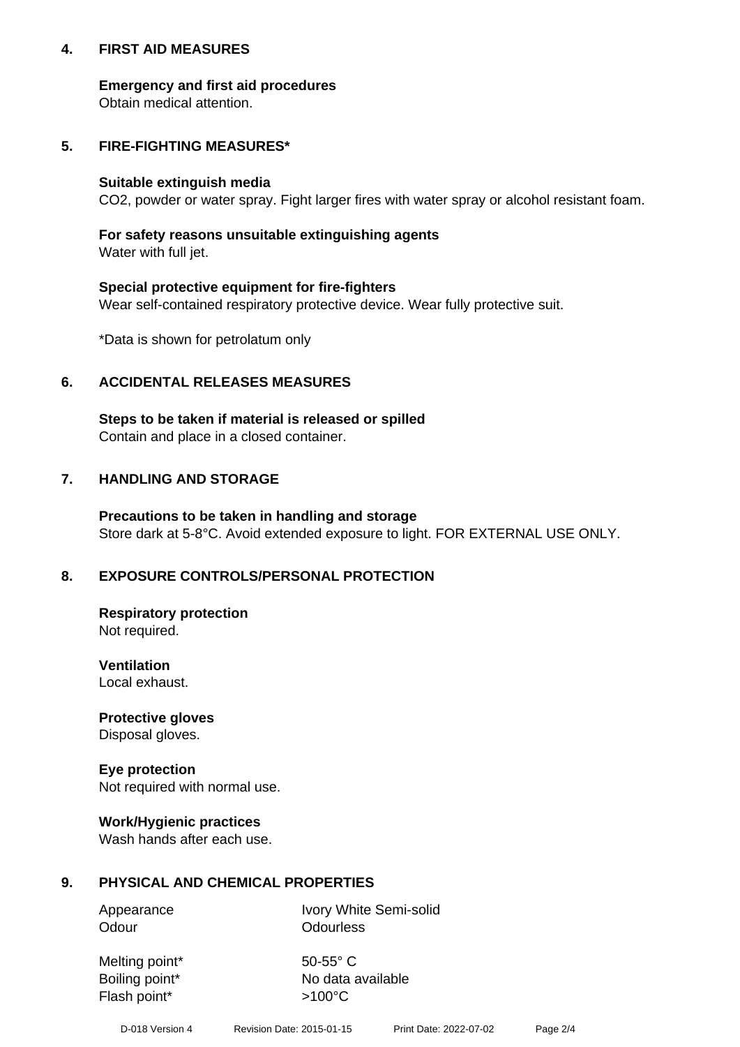## 4. FIRST AID MEASURES

**Emergency and first aid procedures**
Obtain medical attention.

## 5. FIRE-FIGHTING MEASURES*

**Suitable extinguish media**
$CO_2$, powder or water spray. Fight larger fires with water spray or alcohol resistant foam.

**For safety reasons unsuitable extinguishing agents**
Water with full jet.

**Special protective equipment for fire-fighters**
Wear self-contained respiratory protective device. Wear fully protective suit.

*Data is shown for petrolatum only

## 6. ACCIDENTAL RELEASES MEASURES

**Steps to be taken if material is released or spilled**
Contain and place in a closed container.

## 7. HANDLING AND STORAGE

**Precautions to be taken in handling and storage**
Store dark at 5-8°C. Avoid extended exposure to light. FOR EXTERNAL USE ONLY.

## 8. EXPOSURE CONTROLS/PERSONAL PROTECTION

**Respiratory protection**
Not required.

**Ventilation**
Local exhaust.

**Protective gloves**
Disposal gloves.

**Eye protection**
Not required with normal use.

**Work/Hygienic practices**
Wash hands after each use.

## 9. PHYSICAL AND CHEMICAL PROPERTIES

| | |
|---|---|
| Appearance | Ivory White Semi-solid |
| Odour | Odourless |
| Melting point* | 50-55° C |
| Boiling point* | No data available |
| Flash point* | >100°C |

D-018 Version 4 Revision Date: 2015-01-15 Print Date: 2022-07-02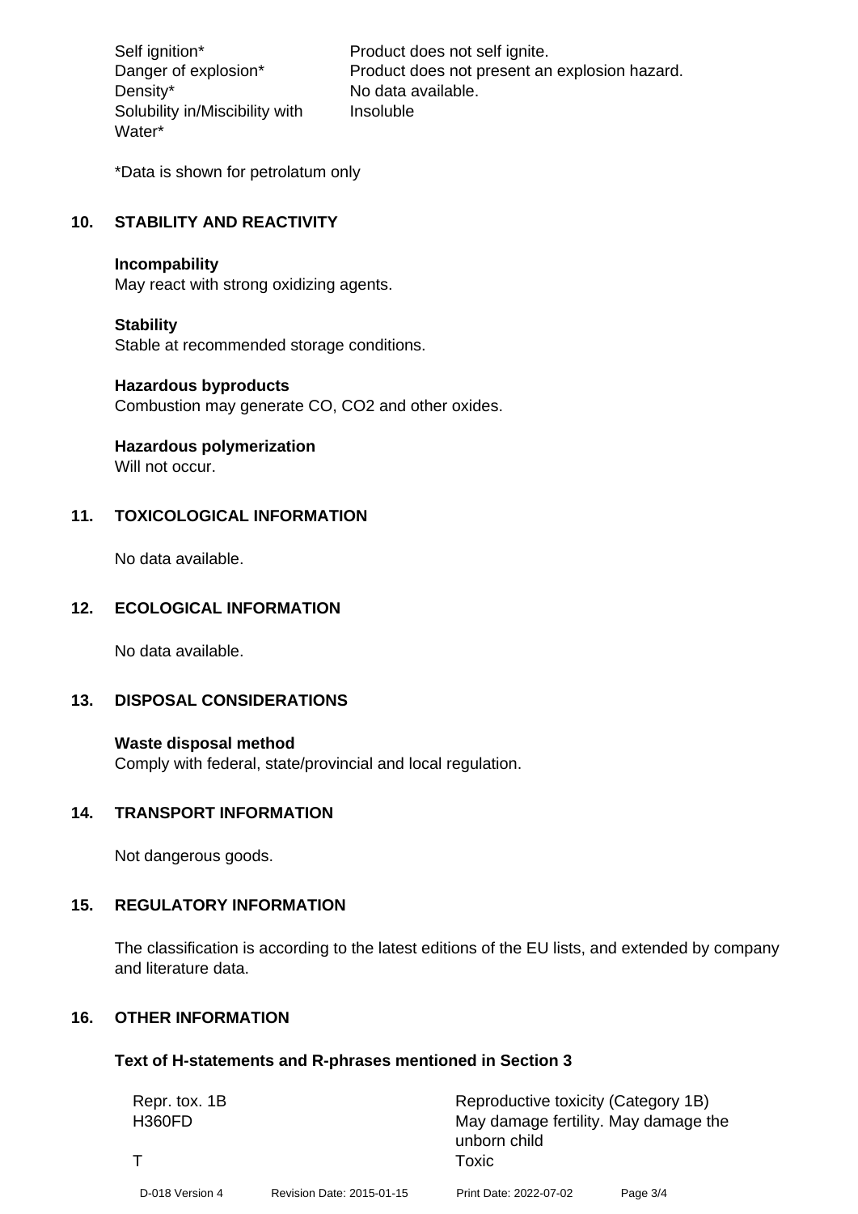| | |
|---|---|
| Self ignition* | Product does not self ignite. |
| Danger of explosion* | Product does not present an explosion hazard. |
| Density* | No data available. |
| Solubility in/Miscibility with Water* | Insoluble |

*Data is shown for petrolatum only

## 10. STABILITY AND REACTIVITY

**Incompability**
May react with strong oxidizing agents.

**Stability**
Stable at recommended storage conditions.

**Hazardous byproducts**
Combustion may generate CO, $CO_2$ and other oxides.

**Hazardous polymerization**
Will not occur.

## 11. TOXICOLOGICAL INFORMATION

No data available.

## 12. ECOLOGICAL INFORMATION

No data available.

## 13. DISPOSAL CONSIDERATIONS

**Waste disposal method**
Comply with federal, state/provincial and local regulation.

## 14. TRANSPORT INFORMATION

Not dangerous goods.

## 15. REGULATORY INFORMATION

The classification is according to the latest editions of the EU lists, and extended by company and literature data.

## 16. OTHER INFORMATION

**Text of H-statements and R-phrases mentioned in Section 3**

| | |
|---|---|
| Repr. tox. 1B | Reproductive toxicity (Category 1B) |
| H360FD | May damage fertility. May damage the unborn child |
| T | Toxic |

D-018 Version 4 Revision Date: 2015-01-15 Print Date: 2022-07-02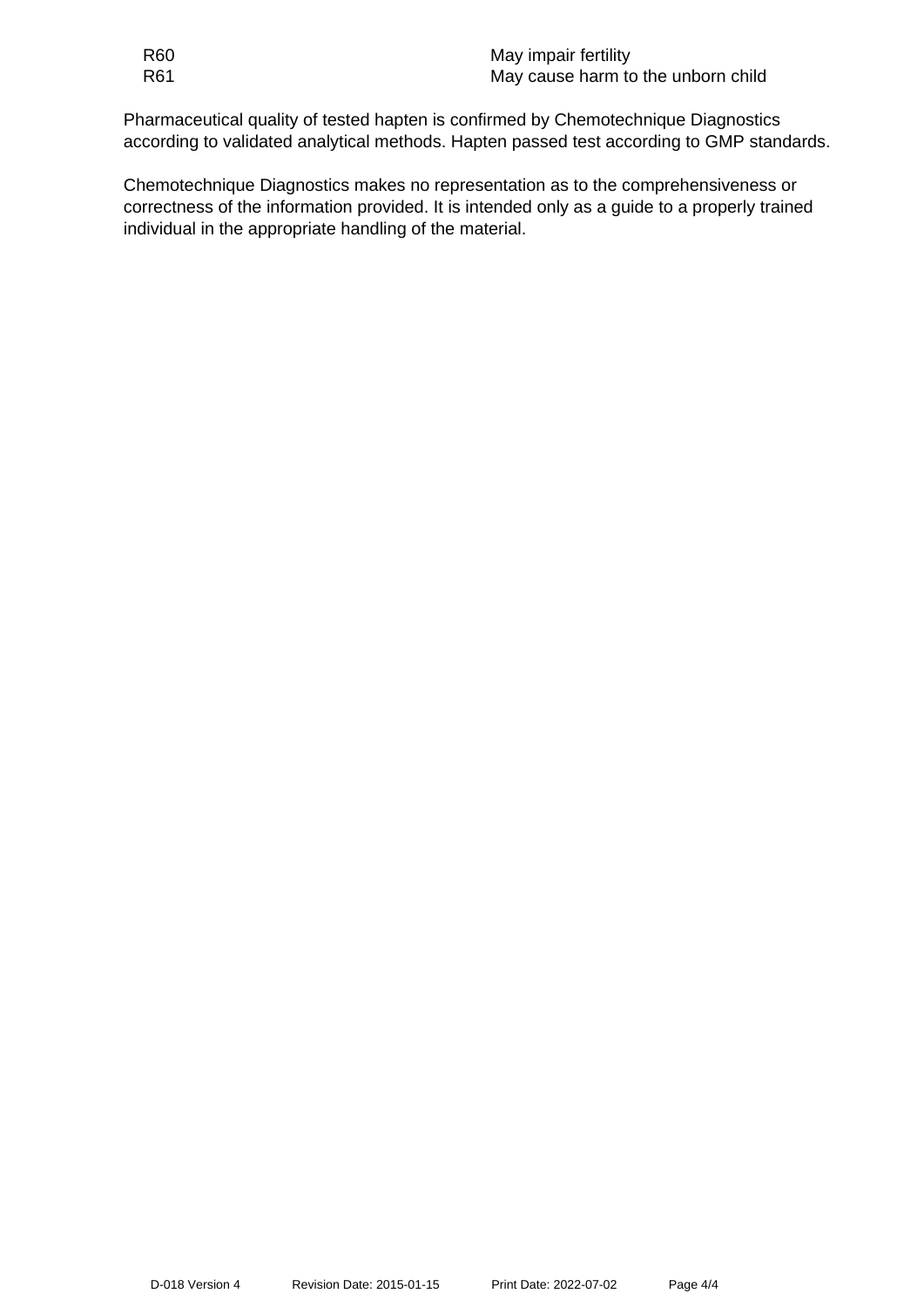| | |
|---|---|
| R60 | May impair fertility |
| R61 | May cause harm to the unborn child |

Pharmaceutical quality of tested hapten is confirmed by Chemotechnique Diagnostics according to validated analytical methods. Hapten passed test according to GMP standards.

Chemotechnique Diagnostics makes no representation as to the comprehensiveness or correctness of the information provided. It is intended only as a guide to a properly trained individual in the appropriate handling of the material.